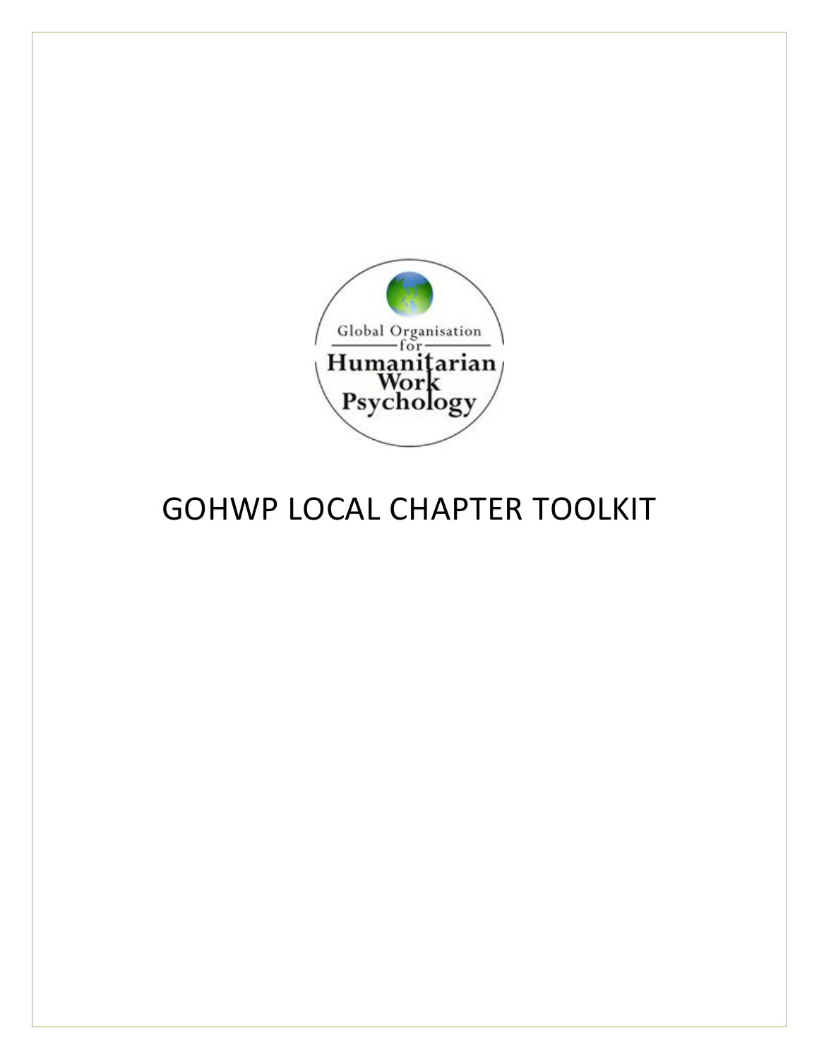Global Organisation for Humanitarian Work Psychology

# GOHWP LOCAL CHAPTER TOOLKIT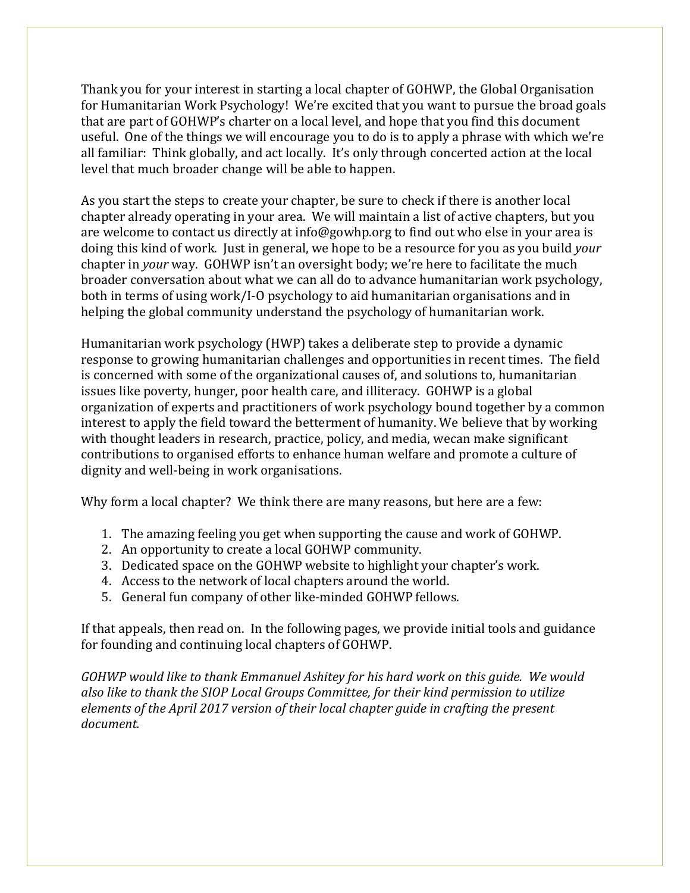Thank you for your interest in starting a local chapter of GOHWP, the Global Organisation for Humanitarian Work Psychology! We're excited that you want to pursue the broad goals that are part of GOHWP's charter on a local level, and hope that you find this document useful. One of the things we will encourage you to do is to apply a phrase with which we're all familiar: Think globally, and act locally. It's only through concerted action at the local level that much broader change will be able to happen.

As you start the steps to create your chapter, be sure to check if there is another local chapter already operating in your area. We will maintain a list of active chapters, but you are welcome to contact us directly at info@gowhp.org to find out who else in your area is doing this kind of work. Just in general, we hope to be a resource for you as you build *your* chapter in *your* way. GOHWP isn't an oversight body; we're here to facilitate the much broader conversation about what we can all do to advance humanitarian work psychology, both in terms of using work/I-O psychology to aid humanitarian organisations and in helping the global community understand the psychology of humanitarian work.

Humanitarian work psychology (HWP) takes a deliberate step to provide a dynamic response to growing humanitarian challenges and opportunities in recent times. The field is concerned with some of the organizational causes of, and solutions to, humanitarian issues like poverty, hunger, poor health care, and illiteracy. GOHWP is a global organization of experts and practitioners of work psychology bound together by a common interest to apply the field toward the betterment of humanity. We believe that by working with thought leaders in research, practice, policy, and media, wecan make significant contributions to organised efforts to enhance human welfare and promote a culture of dignity and well-being in work organisations.

Why form a local chapter? We think there are many reasons, but here are a few:

1. The amazing feeling you get when supporting the cause and work of GOHWP.
2. An opportunity to create a local GOHWP community.
3. Dedicated space on the GOHWP website to highlight your chapter's work.
4. Access to the network of local chapters around the world.
5. General fun company of other like-minded GOHWP fellows.

If that appeals, then read on. In the following pages, we provide initial tools and guidance for founding and continuing local chapters of GOHWP.

*GOHWP would like to thank Emmanuel Ashitey for his hard work on this guide. We would also like to thank the SIOP Local Groups Committee, for their kind permission to utilize elements of the April 2017 version of their local chapter guide in crafting the present document.*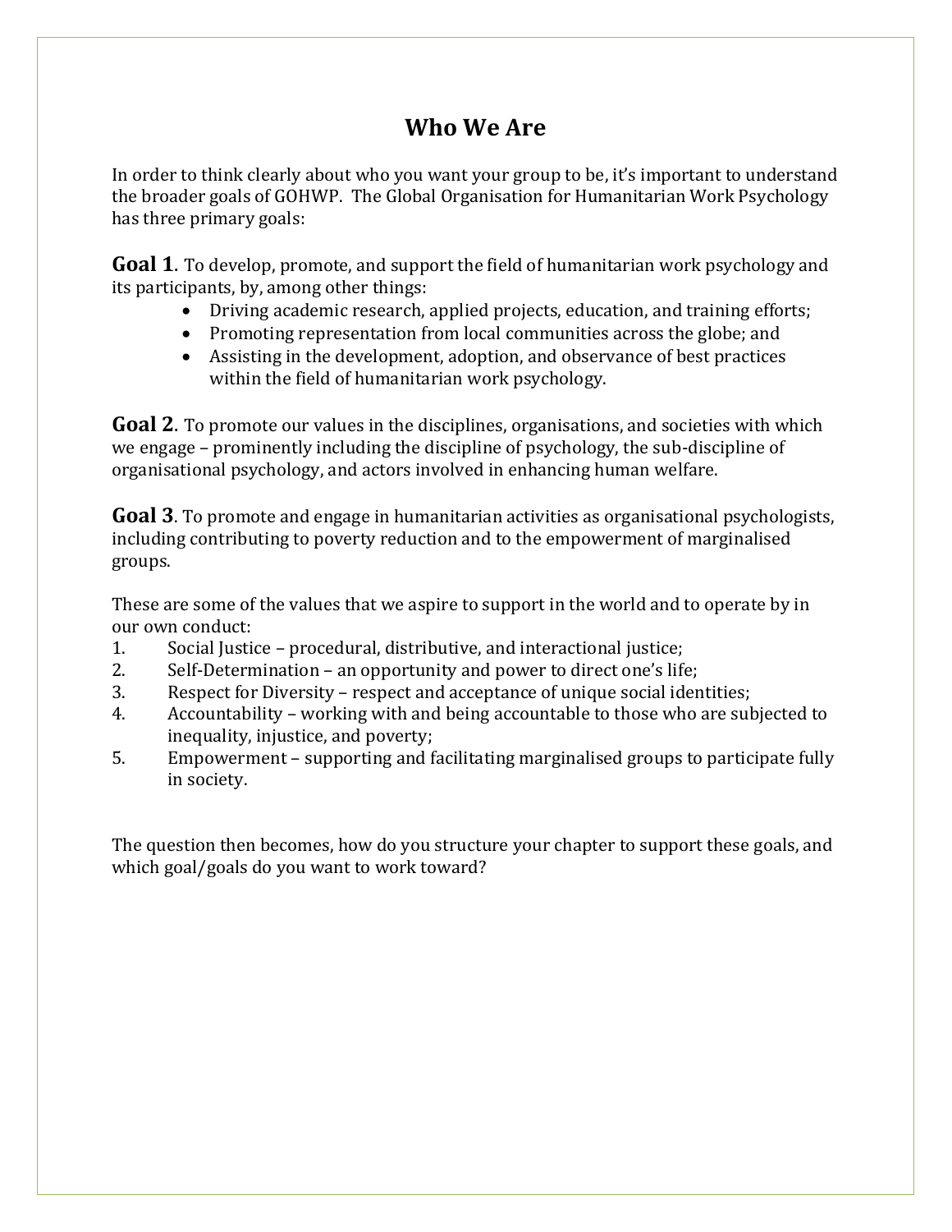# Who We Are

In order to think clearly about who you want your group to be, it's important to understand the broader goals of GOHWP. The Global Organisation for Humanitarian Work Psychology has three primary goals:

**Goal 1**. To develop, promote, and support the field of humanitarian work psychology and its participants, by, among other things:

- Driving academic research, applied projects, education, and training efforts;
- Promoting representation from local communities across the globe; and
- Assisting in the development, adoption, and observance of best practices within the field of humanitarian work psychology.

**Goal 2**. To promote our values in the disciplines, organisations, and societies with which we engage – prominently including the discipline of psychology, the sub-discipline of organisational psychology, and actors involved in enhancing human welfare.

**Goal 3**. To promote and engage in humanitarian activities as organisational psychologists, including contributing to poverty reduction and to the empowerment of marginalised groups.

These are some of the values that we aspire to support in the world and to operate by in our own conduct:

1. Social Justice – procedural, distributive, and interactional justice;
2. Self-Determination – an opportunity and power to direct one's life;
3. Respect for Diversity – respect and acceptance of unique social identities;
4. Accountability – working with and being accountable to those who are subjected to inequality, injustice, and poverty;
5. Empowerment – supporting and facilitating marginalised groups to participate fully in society.

The question then becomes, how do you structure your chapter to support these goals, and which goal/goals do you want to work toward?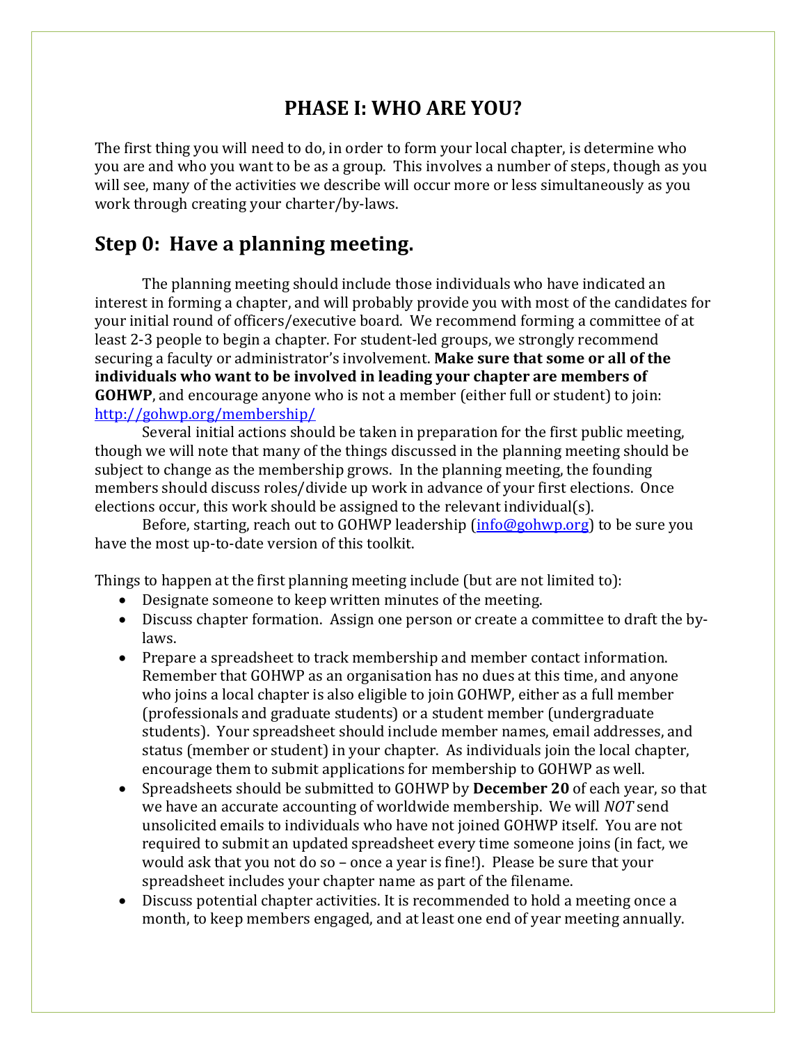# PHASE I: WHO ARE YOU?

The first thing you will need to do, in order to form your local chapter, is determine who you are and who you want to be as a group. This involves a number of steps, though as you will see, many of the activities we describe will occur more or less simultaneously as you work through creating your charter/by-laws.

## Step 0: Have a planning meeting.

The planning meeting should include those individuals who have indicated an interest in forming a chapter, and will probably provide you with most of the candidates for your initial round of officers/executive board. We recommend forming a committee of at least 2-3 people to begin a chapter. For student-led groups, we strongly recommend securing a faculty or administrator's involvement. **Make sure that some or all of the individuals who want to be involved in leading your chapter are members of GOHWP**, and encourage anyone who is not a member (either full or student) to join: [http://gohwp.org/membership/](http://gohwp.org/membership/)

Several initial actions should be taken in preparation for the first public meeting, though we will note that many of the things discussed in the planning meeting should be subject to change as the membership grows. In the planning meeting, the founding members should discuss roles/divide up work in advance of your first elections. Once elections occur, this work should be assigned to the relevant individual(s).

Before, starting, reach out to GOHWP leadership ([info@gohwp.org](mailto:info@gohwp.org)) to be sure you have the most up-to-date version of this toolkit.

Things to happen at the first planning meeting include (but are not limited to):

- Designate someone to keep written minutes of the meeting.
- Discuss chapter formation. Assign one person or create a committee to draft the by-laws.
- Prepare a spreadsheet to track membership and member contact information. Remember that GOHWP as an organisation has no dues at this time, and anyone who joins a local chapter is also eligible to join GOHWP, either as a full member (professionals and graduate students) or a student member (undergraduate students). Your spreadsheet should include member names, email addresses, and status (member or student) in your chapter. As individuals join the local chapter, encourage them to submit applications for membership to GOHWP as well.
- Spreadsheets should be submitted to GOHWP by **December 20** of each year, so that we have an accurate accounting of worldwide membership. We will *NOT* send unsolicited emails to individuals who have not joined GOHWP itself. You are not required to submit an updated spreadsheet every time someone joins (in fact, we would ask that you not do so – once a year is fine!). Please be sure that your spreadsheet includes your chapter name as part of the filename.
- Discuss potential chapter activities. It is recommended to hold a meeting once a month, to keep members engaged, and at least one end of year meeting annually.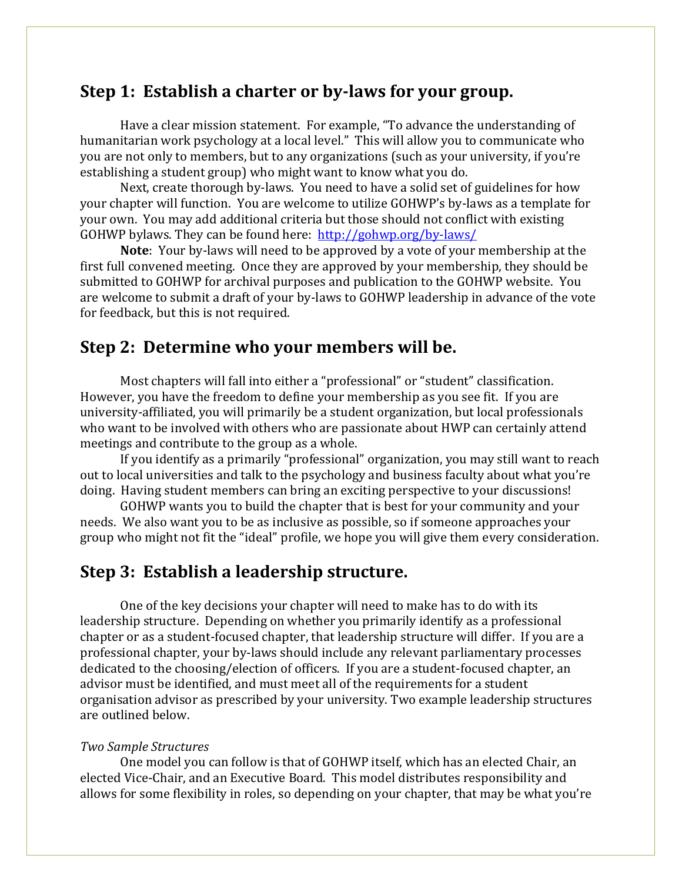## Step 1: Establish a charter or by-laws for your group.

Have a clear mission statement. For example, "To advance the understanding of humanitarian work psychology at a local level." This will allow you to communicate who you are not only to members, but to any organizations (such as your university, if you're establishing a student group) who might want to know what you do.

Next, create thorough by-laws. You need to have a solid set of guidelines for how your chapter will function. You are welcome to utilize GOHWP's by-laws as a template for your own. You may add additional criteria but those should not conflict with existing GOHWP bylaws. They can be found here: [http://gohwp.org/by-laws/](http://gohwp.org/by-laws/)

**Note**: Your by-laws will need to be approved by a vote of your membership at the first full convened meeting. Once they are approved by your membership, they should be submitted to GOHWP for archival purposes and publication to the GOHWP website. You are welcome to submit a draft of your by-laws to GOHWP leadership in advance of the vote for feedback, but this is not required.

## Step 2: Determine who your members will be.

Most chapters will fall into either a "professional" or "student" classification. However, you have the freedom to define your membership as you see fit. If you are university-affiliated, you will primarily be a student organization, but local professionals who want to be involved with others who are passionate about HWP can certainly attend meetings and contribute to the group as a whole.

If you identify as a primarily "professional" organization, you may still want to reach out to local universities and talk to the psychology and business faculty about what you're doing. Having student members can bring an exciting perspective to your discussions!

GOHWP wants you to build the chapter that is best for your community and your needs. We also want you to be as inclusive as possible, so if someone approaches your group who might not fit the "ideal" profile, we hope you will give them every consideration.

## Step 3: Establish a leadership structure.

One of the key decisions your chapter will need to make has to do with its leadership structure. Depending on whether you primarily identify as a professional chapter or as a student-focused chapter, that leadership structure will differ. If you are a professional chapter, your by-laws should include any relevant parliamentary processes dedicated to the choosing/election of officers. If you are a student-focused chapter, an advisor must be identified, and must meet all of the requirements for a student organisation advisor as prescribed by your university. Two example leadership structures are outlined below.

*Two Sample Structures*

One model you can follow is that of GOHWP itself, which has an elected Chair, an elected Vice-Chair, and an Executive Board. This model distributes responsibility and allows for some flexibility in roles, so depending on your chapter, that may be what you're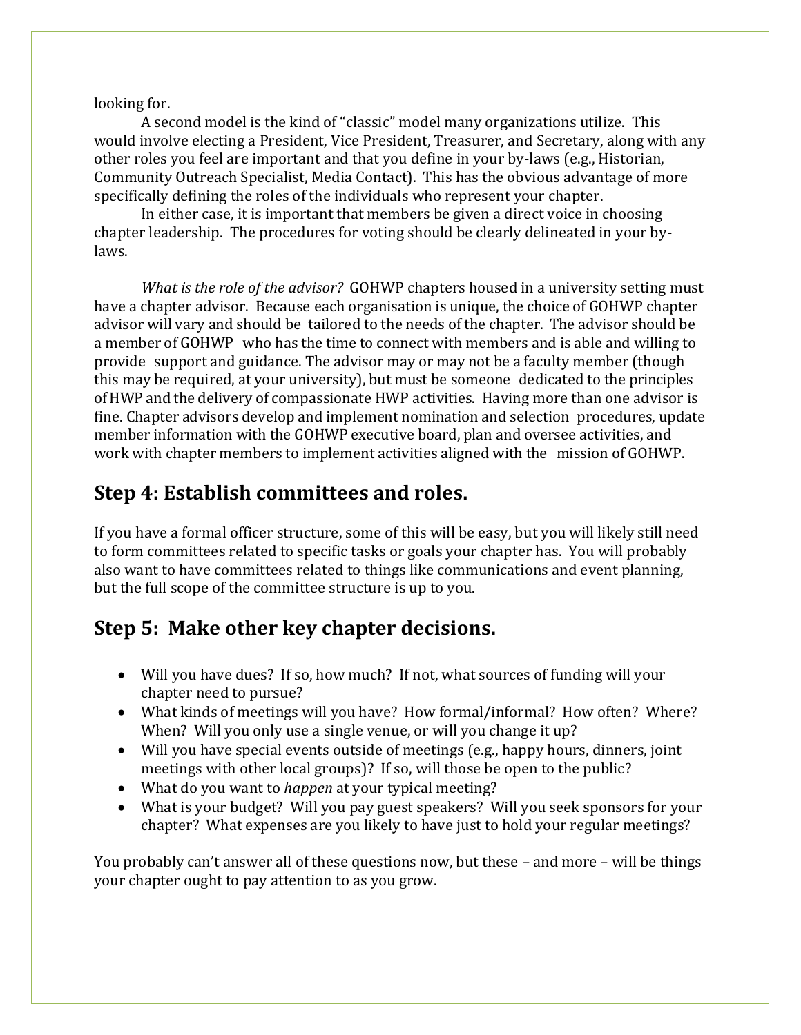looking for.

A second model is the kind of "classic" model many organizations utilize. This would involve electing a President, Vice President, Treasurer, and Secretary, along with any other roles you feel are important and that you define in your by-laws (e.g., Historian, Community Outreach Specialist, Media Contact). This has the obvious advantage of more specifically defining the roles of the individuals who represent your chapter.

In either case, it is important that members be given a direct voice in choosing chapter leadership. The procedures for voting should be clearly delineated in your by-laws.

*What is the role of the advisor?* GOHWP chapters housed in a university setting must have a chapter advisor. Because each organisation is unique, the choice of GOHWP chapter advisor will vary and should be tailored to the needs of the chapter. The advisor should be a member of GOHWP who has the time to connect with members and is able and willing to provide support and guidance. The advisor may or may not be a faculty member (though this may be required, at your university), but must be someone dedicated to the principles of HWP and the delivery of compassionate HWP activities. Having more than one advisor is fine. Chapter advisors develop and implement nomination and selection procedures, update member information with the GOHWP executive board, plan and oversee activities, and work with chapter members to implement activities aligned with the mission of GOHWP.

## Step 4: Establish committees and roles.

If you have a formal officer structure, some of this will be easy, but you will likely still need to form committees related to specific tasks or goals your chapter has. You will probably also want to have committees related to things like communications and event planning, but the full scope of the committee structure is up to you.

## Step 5: Make other key chapter decisions.

- Will you have dues? If so, how much? If not, what sources of funding will your chapter need to pursue?
- What kinds of meetings will you have? How formal/informal? How often? Where? When? Will you only use a single venue, or will you change it up?
- Will you have special events outside of meetings (e.g., happy hours, dinners, joint meetings with other local groups)? If so, will those be open to the public?
- What do you want to *happen* at your typical meeting?
- What is your budget? Will you pay guest speakers? Will you seek sponsors for your chapter? What expenses are you likely to have just to hold your regular meetings?

You probably can't answer all of these questions now, but these – and more – will be things your chapter ought to pay attention to as you grow.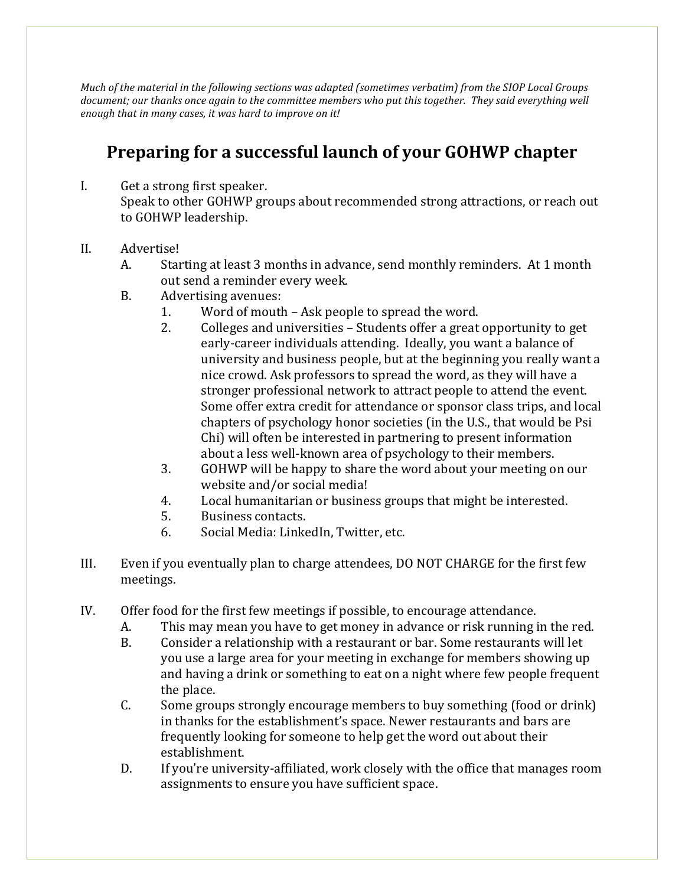*Much of the material in the following sections was adapted (sometimes verbatim) from the SIOP Local Groups document; our thanks once again to the committee members who put this together. They said everything well enough that in many cases, it was hard to improve on it!*

## Preparing for a successful launch of your GOHWP chapter

I. Get a strong first speaker.
   Speak to other GOHWP groups about recommended strong attractions, or reach out to GOHWP leadership.

II. Advertise!
   A. Starting at least 3 months in advance, send monthly reminders. At 1 month out send a reminder every week.
   B. Advertising avenues:
      1. Word of mouth – Ask people to spread the word.
      2. Colleges and universities – Students offer a great opportunity to get early-career individuals attending. Ideally, you want a balance of university and business people, but at the beginning you really want a nice crowd. Ask professors to spread the word, as they will have a stronger professional network to attract people to attend the event. Some offer extra credit for attendance or sponsor class trips, and local chapters of psychology honor societies (in the U.S., that would be Psi Chi) will often be interested in partnering to present information about a less well-known area of psychology to their members.
      3. GOHWP will be happy to share the word about your meeting on our website and/or social media!
      4. Local humanitarian or business groups that might be interested.
      5. Business contacts.
      6. Social Media: LinkedIn, Twitter, etc.

III. Even if you eventually plan to charge attendees, DO NOT CHARGE for the first few meetings.

IV. Offer food for the first few meetings if possible, to encourage attendance.
   A. This may mean you have to get money in advance or risk running in the red.
   B. Consider a relationship with a restaurant or bar. Some restaurants will let you use a large area for your meeting in exchange for members showing up and having a drink or something to eat on a night where few people frequent the place.
   C. Some groups strongly encourage members to buy something (food or drink) in thanks for the establishment's space. Newer restaurants and bars are frequently looking for someone to help get the word out about their establishment.
   D. If you're university-affiliated, work closely with the office that manages room assignments to ensure you have sufficient space.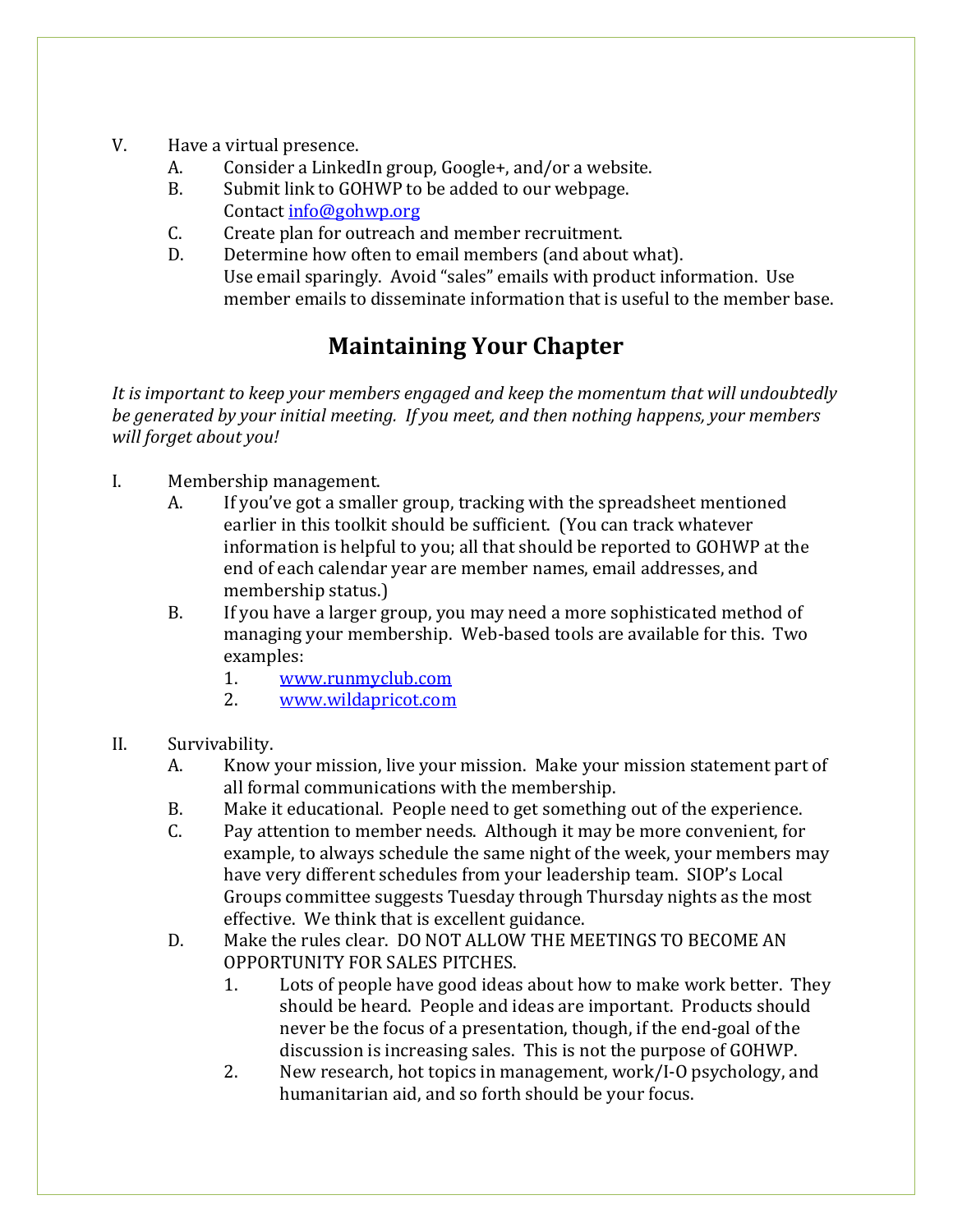V. Have a virtual presence.
   A. Consider a LinkedIn group, Google+, and/or a website.
   B. Submit link to GOHWP to be added to our webpage.
      Contact [info@gohwp.org](mailto:info@gohwp.org)
   C. Create plan for outreach and member recruitment.
   D. Determine how often to email members (and about what).
      Use email sparingly. Avoid "sales" emails with product information. Use member emails to disseminate information that is useful to the member base.

## Maintaining Your Chapter

*It is important to keep your members engaged and keep the momentum that will undoubtedly be generated by your initial meeting. If you meet, and then nothing happens, your members will forget about you!*

I. Membership management.
   A. If you've got a smaller group, tracking with the spreadsheet mentioned earlier in this toolkit should be sufficient. (You can track whatever information is helpful to you; all that should be reported to GOHWP at the end of each calendar year are member names, email addresses, and membership status.)
   B. If you have a larger group, you may need a more sophisticated method of managing your membership. Web-based tools are available for this. Two examples:
      1. [www.runmyclub.com](http://www.runmyclub.com)
      2. [www.wildapricot.com](http://www.wildapricot.com)

II. Survivability.
   A. Know your mission, live your mission. Make your mission statement part of all formal communications with the membership.
   B. Make it educational. People need to get something out of the experience.
   C. Pay attention to member needs. Although it may be more convenient, for example, to always schedule the same night of the week, your members may have very different schedules from your leadership team. SIOP's Local Groups committee suggests Tuesday through Thursday nights as the most effective. We think that is excellent guidance.
   D. Make the rules clear. DO NOT ALLOW THE MEETINGS TO BECOME AN OPPORTUNITY FOR SALES PITCHES.
      1. Lots of people have good ideas about how to make work better. They should be heard. People and ideas are important. Products should never be the focus of a presentation, though, if the end-goal of the discussion is increasing sales. This is not the purpose of GOHWP.
      2. New research, hot topics in management, work/I-O psychology, and humanitarian aid, and so forth should be your focus.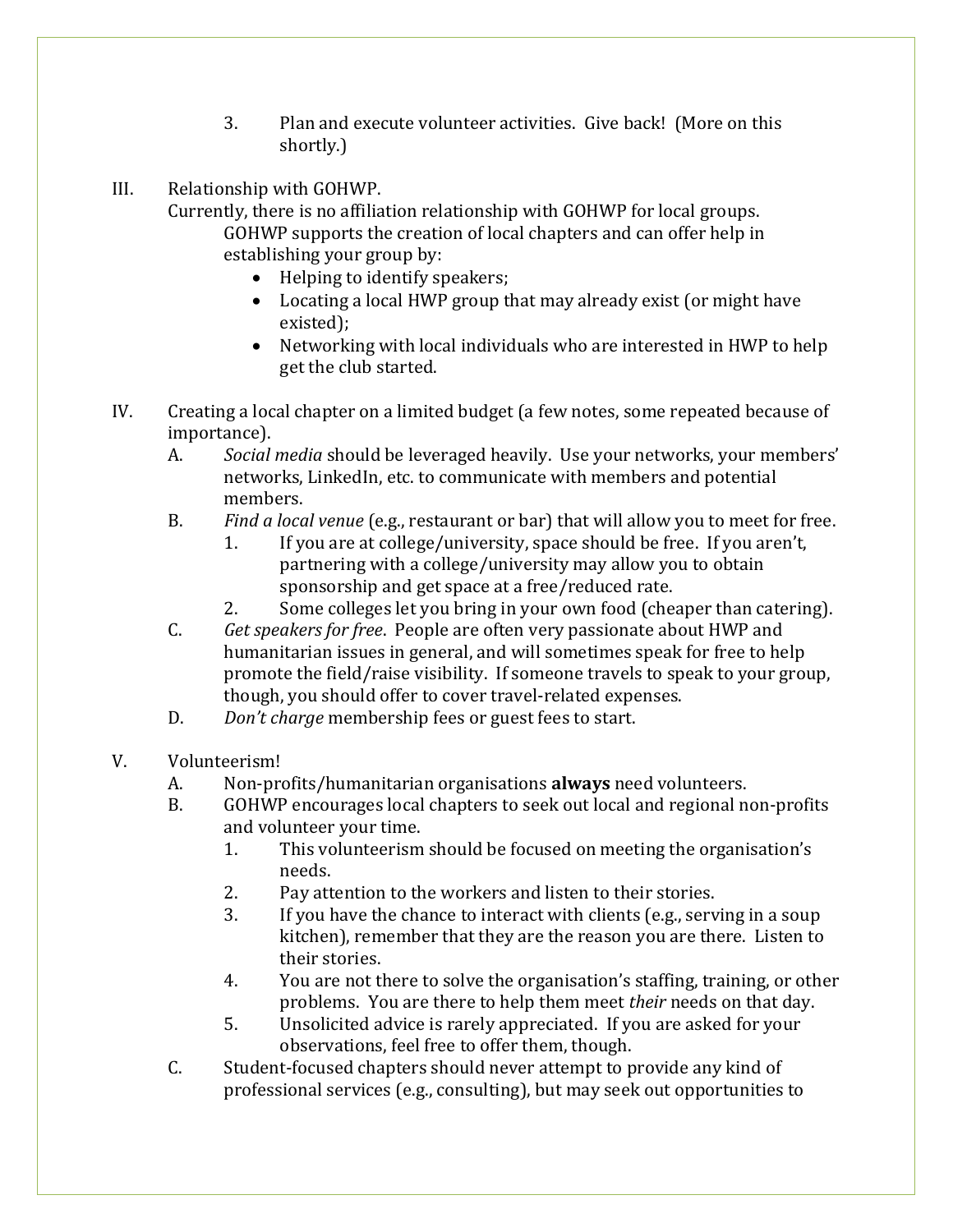3. Plan and execute volunteer activities. Give back! (More on this shortly.)

III. Relationship with GOHWP.

Currently, there is no affiliation relationship with GOHWP for local groups.

GOHWP supports the creation of local chapters and can offer help in establishing your group by:

- Helping to identify speakers;
- Locating a local HWP group that may already exist (or might have existed);
- Networking with local individuals who are interested in HWP to help get the club started.

IV. Creating a local chapter on a limited budget (a few notes, some repeated because of importance).

A. *Social media* should be leveraged heavily. Use your networks, your members' networks, LinkedIn, etc. to communicate with members and potential members.

B. *Find a local venue* (e.g., restaurant or bar) that will allow you to meet for free.

1. If you are at college/university, space should be free. If you aren't, partnering with a college/university may allow you to obtain sponsorship and get space at a free/reduced rate.
2. Some colleges let you bring in your own food (cheaper than catering).

C. *Get speakers for free*. People are often very passionate about HWP and humanitarian issues in general, and will sometimes speak for free to help promote the field/raise visibility. If someone travels to speak to your group, though, you should offer to cover travel-related expenses.

D. *Don't charge* membership fees or guest fees to start.

V. Volunteerism!

A. Non-profits/humanitarian organisations **always** need volunteers.

B. GOHWP encourages local chapters to seek out local and regional non-profits and volunteer your time.

1. This volunteerism should be focused on meeting the organisation's needs.
2. Pay attention to the workers and listen to their stories.
3. If you have the chance to interact with clients (e.g., serving in a soup kitchen), remember that they are the reason you are there. Listen to their stories.
4. You are not there to solve the organisation's staffing, training, or other problems. You are there to help them meet *their* needs on that day.
5. Unsolicited advice is rarely appreciated. If you are asked for your observations, feel free to offer them, though.

C. Student-focused chapters should never attempt to provide any kind of professional services (e.g., consulting), but may seek out opportunities to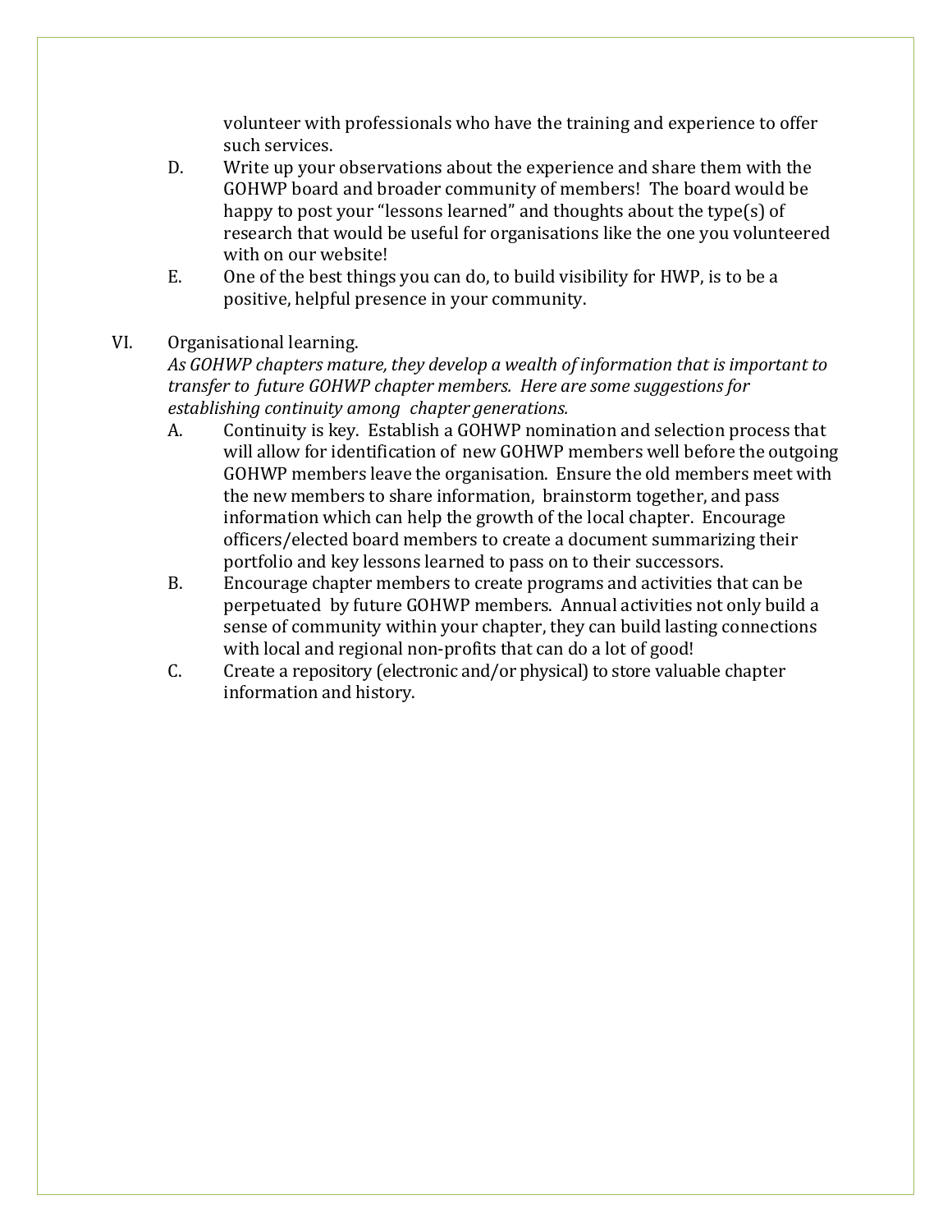volunteer with professionals who have the training and experience to offer such services.

D. Write up your observations about the experience and share them with the GOHWP board and broader community of members! The board would be happy to post your "lessons learned" and thoughts about the type(s) of research that would be useful for organisations like the one you volunteered with on our website!

E. One of the best things you can do, to build visibility for HWP, is to be a positive, helpful presence in your community.

VI. Organisational learning.

*As GOHWP chapters mature, they develop a wealth of information that is important to transfer to future GOHWP chapter members. Here are some suggestions for establishing continuity among chapter generations.*

A. Continuity is key. Establish a GOHWP nomination and selection process that will allow for identification of new GOHWP members well before the outgoing GOHWP members leave the organisation. Ensure the old members meet with the new members to share information, brainstorm together, and pass information which can help the growth of the local chapter. Encourage officers/elected board members to create a document summarizing their portfolio and key lessons learned to pass on to their successors.

B. Encourage chapter members to create programs and activities that can be perpetuated by future GOHWP members. Annual activities not only build a sense of community within your chapter, they can build lasting connections with local and regional non-profits that can do a lot of good!

C. Create a repository (electronic and/or physical) to store valuable chapter information and history.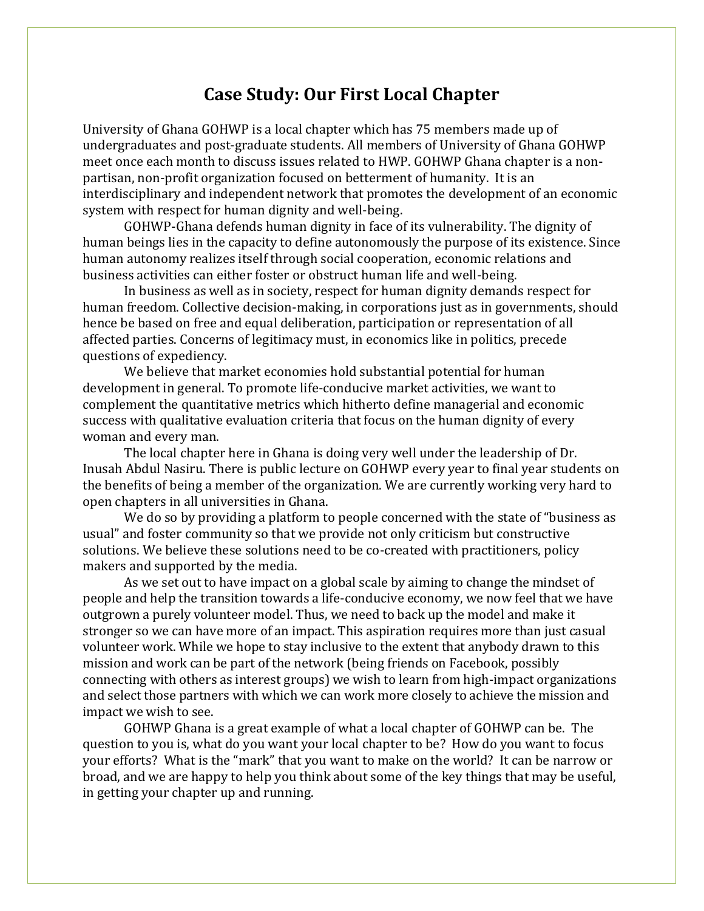# Case Study: Our First Local Chapter

University of Ghana GOHWP is a local chapter which has 75 members made up of undergraduates and post-graduate students. All members of University of Ghana GOHWP meet once each month to discuss issues related to HWP. GOHWP Ghana chapter is a non-partisan, non-profit organization focused on betterment of humanity. It is an interdisciplinary and independent network that promotes the development of an economic system with respect for human dignity and well-being.

GOHWP-Ghana defends human dignity in face of its vulnerability. The dignity of human beings lies in the capacity to define autonomously the purpose of its existence. Since human autonomy realizes itself through social cooperation, economic relations and business activities can either foster or obstruct human life and well-being.

In business as well as in society, respect for human dignity demands respect for human freedom. Collective decision-making, in corporations just as in governments, should hence be based on free and equal deliberation, participation or representation of all affected parties. Concerns of legitimacy must, in economics like in politics, precede questions of expediency.

We believe that market economies hold substantial potential for human development in general. To promote life-conducive market activities, we want to complement the quantitative metrics which hitherto define managerial and economic success with qualitative evaluation criteria that focus on the human dignity of every woman and every man.

The local chapter here in Ghana is doing very well under the leadership of Dr. Inusah Abdul Nasiru. There is public lecture on GOHWP every year to final year students on the benefits of being a member of the organization. We are currently working very hard to open chapters in all universities in Ghana.

We do so by providing a platform to people concerned with the state of "business as usual" and foster community so that we provide not only criticism but constructive solutions. We believe these solutions need to be co-created with practitioners, policy makers and supported by the media.

As we set out to have impact on a global scale by aiming to change the mindset of people and help the transition towards a life-conducive economy, we now feel that we have outgrown a purely volunteer model. Thus, we need to back up the model and make it stronger so we can have more of an impact. This aspiration requires more than just casual volunteer work. While we hope to stay inclusive to the extent that anybody drawn to this mission and work can be part of the network (being friends on Facebook, possibly connecting with others as interest groups) we wish to learn from high-impact organizations and select those partners with which we can work more closely to achieve the mission and impact we wish to see.

GOHWP Ghana is a great example of what a local chapter of GOHWP can be. The question to you is, what do you want your local chapter to be? How do you want to focus your efforts? What is the "mark" that you want to make on the world? It can be narrow or broad, and we are happy to help you think about some of the key things that may be useful, in getting your chapter up and running.